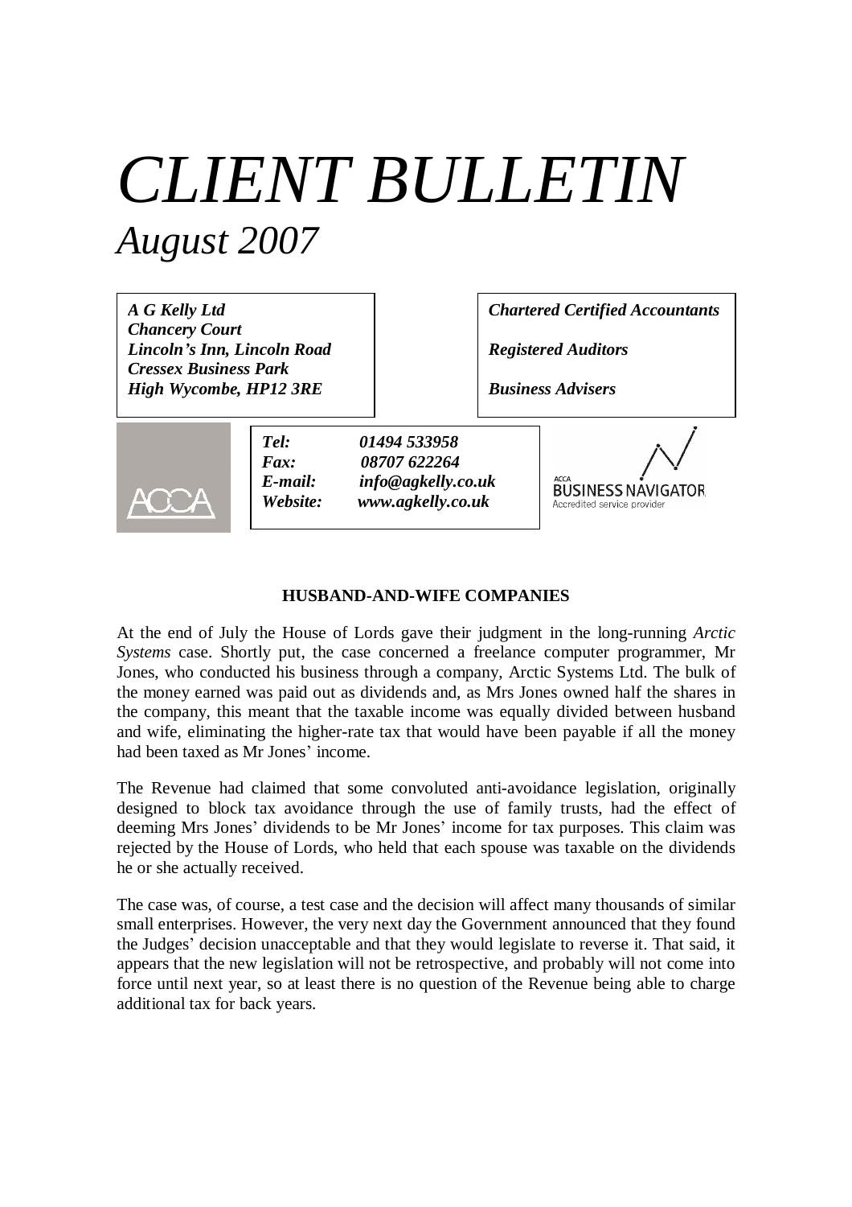# *CLIENT BULLETIN*

## *August 2007*

***A G Kelly Ltd***
***Chancery Court***
***Lincoln's Inn, Lincoln Road***
***Cressex Business Park***
***High Wycombe, HP12 3RE***

***Chartered Certified Accountants***

***Registered Auditors***

***Business Advisers***

| | |
|---|---|
| ***Tel:*** | ***01494 533958*** |
| ***Fax:*** | ***08707 622264*** |
| ***E-mail:*** | ***info@agkelly.co.uk*** |
| ***Website:*** | ***www.agkelly.co.uk*** |

ACCA

ACCA BUSINESS NAVIGATOR
Accredited service provider

### HUSBAND-AND-WIFE COMPANIES

At the end of July the House of Lords gave their judgment in the long-running *Arctic Systems* case. Shortly put, the case concerned a freelance computer programmer, Mr Jones, who conducted his business through a company, Arctic Systems Ltd. The bulk of the money earned was paid out as dividends and, as Mrs Jones owned half the shares in the company, this meant that the taxable income was equally divided between husband and wife, eliminating the higher-rate tax that would have been payable if all the money had been taxed as Mr Jones' income.

The Revenue had claimed that some convoluted anti-avoidance legislation, originally designed to block tax avoidance through the use of family trusts, had the effect of deeming Mrs Jones' dividends to be Mr Jones' income for tax purposes. This claim was rejected by the House of Lords, who held that each spouse was taxable on the dividends he or she actually received.

The case was, of course, a test case and the decision will affect many thousands of similar small enterprises. However, the very next day the Government announced that they found the Judges' decision unacceptable and that they would legislate to reverse it. That said, it appears that the new legislation will not be retrospective, and probably will not come into force until next year, so at least there is no question of the Revenue being able to charge additional tax for back years.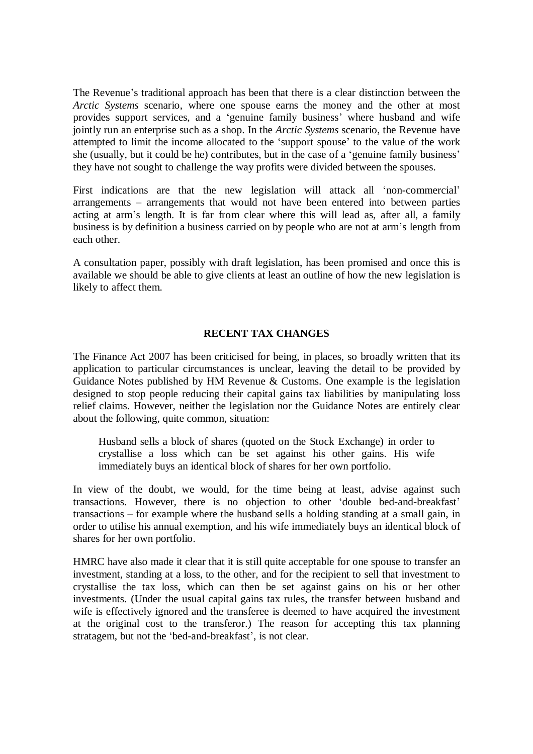The Revenue's traditional approach has been that there is a clear distinction between the *Arctic Systems* scenario, where one spouse earns the money and the other at most provides support services, and a 'genuine family business' where husband and wife jointly run an enterprise such as a shop. In the *Arctic Systems* scenario, the Revenue have attempted to limit the income allocated to the 'support spouse' to the value of the work she (usually, but it could be he) contributes, but in the case of a 'genuine family business' they have not sought to challenge the way profits were divided between the spouses.

First indications are that the new legislation will attack all 'non-commercial' arrangements – arrangements that would not have been entered into between parties acting at arm's length. It is far from clear where this will lead as, after all, a family business is by definition a business carried on by people who are not at arm's length from each other.

A consultation paper, possibly with draft legislation, has been promised and once this is available we should be able to give clients at least an outline of how the new legislation is likely to affect them.

## RECENT TAX CHANGES

The Finance Act 2007 has been criticised for being, in places, so broadly written that its application to particular circumstances is unclear, leaving the detail to be provided by Guidance Notes published by HM Revenue & Customs. One example is the legislation designed to stop people reducing their capital gains tax liabilities by manipulating loss relief claims. However, neither the legislation nor the Guidance Notes are entirely clear about the following, quite common, situation:

> Husband sells a block of shares (quoted on the Stock Exchange) in order to crystallise a loss which can be set against his other gains. His wife immediately buys an identical block of shares for her own portfolio.

In view of the doubt, we would, for the time being at least, advise against such transactions. However, there is no objection to other 'double bed-and-breakfast' transactions – for example where the husband sells a holding standing at a small gain, in order to utilise his annual exemption, and his wife immediately buys an identical block of shares for her own portfolio.

HMRC have also made it clear that it is still quite acceptable for one spouse to transfer an investment, standing at a loss, to the other, and for the recipient to sell that investment to crystallise the tax loss, which can then be set against gains on his or her other investments. (Under the usual capital gains tax rules, the transfer between husband and wife is effectively ignored and the transferee is deemed to have acquired the investment at the original cost to the transferor.) The reason for accepting this tax planning stratagem, but not the 'bed-and-breakfast', is not clear.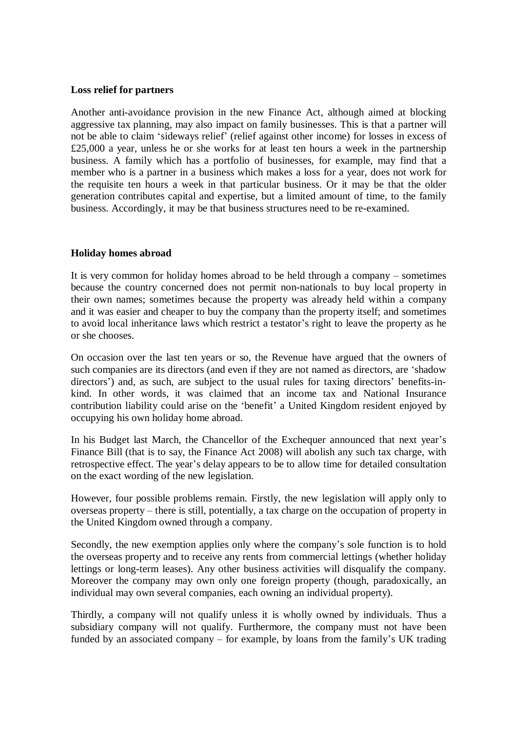**Loss relief for partners**

Another anti-avoidance provision in the new Finance Act, although aimed at blocking aggressive tax planning, may also impact on family businesses. This is that a partner will not be able to claim 'sideways relief' (relief against other income) for losses in excess of £25,000 a year, unless he or she works for at least ten hours a week in the partnership business. A family which has a portfolio of businesses, for example, may find that a member who is a partner in a business which makes a loss for a year, does not work for the requisite ten hours a week in that particular business. Or it may be that the older generation contributes capital and expertise, but a limited amount of time, to the family business. Accordingly, it may be that business structures need to be re-examined.

**Holiday homes abroad**

It is very common for holiday homes abroad to be held through a company – sometimes because the country concerned does not permit non-nationals to buy local property in their own names; sometimes because the property was already held within a company and it was easier and cheaper to buy the company than the property itself; and sometimes to avoid local inheritance laws which restrict a testator's right to leave the property as he or she chooses.

On occasion over the last ten years or so, the Revenue have argued that the owners of such companies are its directors (and even if they are not named as directors, are 'shadow directors') and, as such, are subject to the usual rules for taxing directors' benefits-in-kind. In other words, it was claimed that an income tax and National Insurance contribution liability could arise on the 'benefit' a United Kingdom resident enjoyed by occupying his own holiday home abroad.

In his Budget last March, the Chancellor of the Exchequer announced that next year's Finance Bill (that is to say, the Finance Act 2008) will abolish any such tax charge, with retrospective effect. The year's delay appears to be to allow time for detailed consultation on the exact wording of the new legislation.

However, four possible problems remain. Firstly, the new legislation will apply only to overseas property – there is still, potentially, a tax charge on the occupation of property in the United Kingdom owned through a company.

Secondly, the new exemption applies only where the company's sole function is to hold the overseas property and to receive any rents from commercial lettings (whether holiday lettings or long-term leases). Any other business activities will disqualify the company. Moreover the company may own only one foreign property (though, paradoxically, an individual may own several companies, each owning an individual property).

Thirdly, a company will not qualify unless it is wholly owned by individuals. Thus a subsidiary company will not qualify. Furthermore, the company must not have been funded by an associated company – for example, by loans from the family's UK trading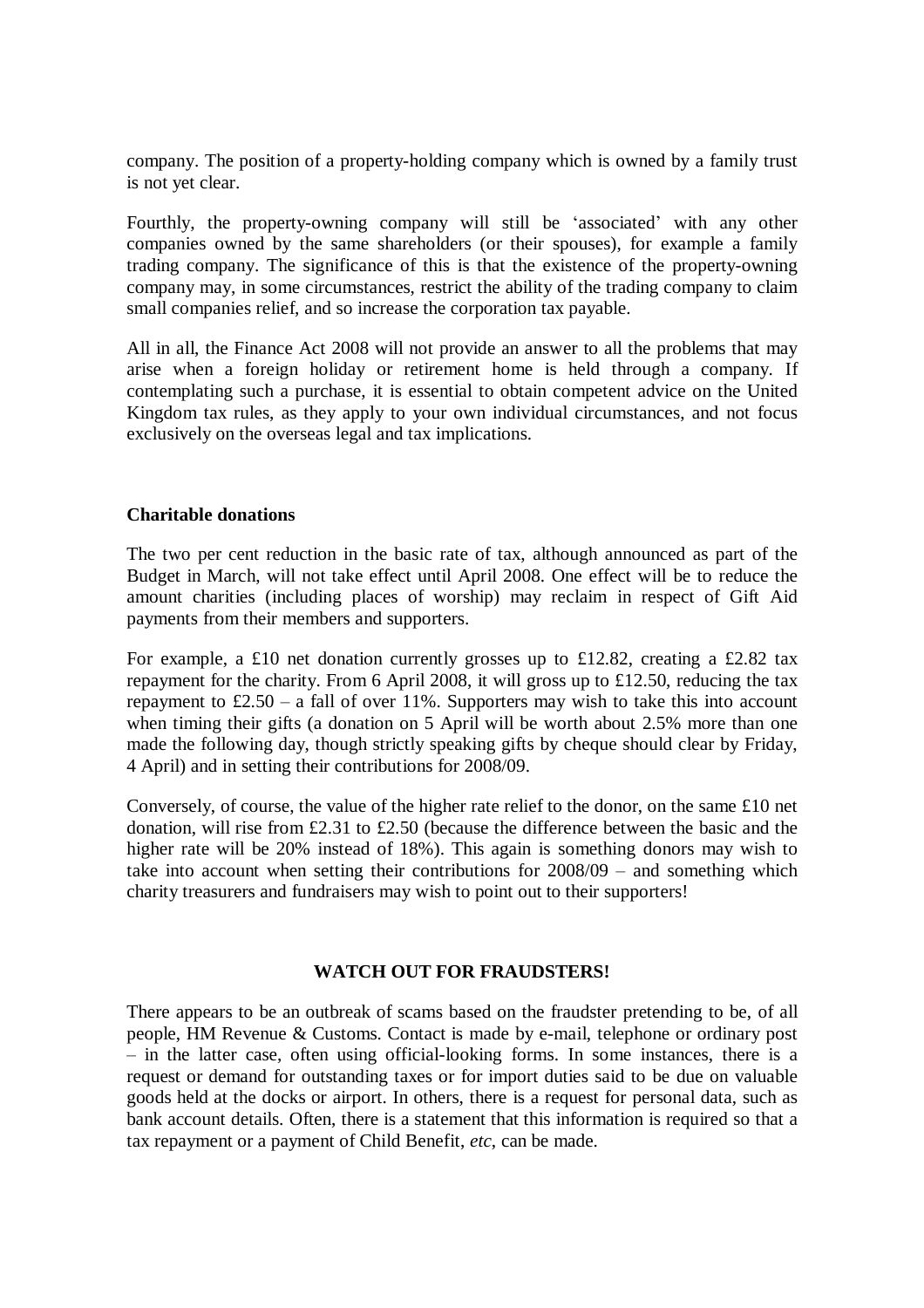company. The position of a property-holding company which is owned by a family trust is not yet clear.

Fourthly, the property-owning company will still be 'associated' with any other companies owned by the same shareholders (or their spouses), for example a family trading company. The significance of this is that the existence of the property-owning company may, in some circumstances, restrict the ability of the trading company to claim small companies relief, and so increase the corporation tax payable.

All in all, the Finance Act 2008 will not provide an answer to all the problems that may arise when a foreign holiday or retirement home is held through a company. If contemplating such a purchase, it is essential to obtain competent advice on the United Kingdom tax rules, as they apply to your own individual circumstances, and not focus exclusively on the overseas legal and tax implications.

### Charitable donations

The two per cent reduction in the basic rate of tax, although announced as part of the Budget in March, will not take effect until April 2008. One effect will be to reduce the amount charities (including places of worship) may reclaim in respect of Gift Aid payments from their members and supporters.

For example, a £10 net donation currently grosses up to £12.82, creating a £2.82 tax repayment for the charity. From 6 April 2008, it will gross up to £12.50, reducing the tax repayment to £2.50 – a fall of over 11%. Supporters may wish to take this into account when timing their gifts (a donation on 5 April will be worth about 2.5% more than one made the following day, though strictly speaking gifts by cheque should clear by Friday, 4 April) and in setting their contributions for 2008/09.

Conversely, of course, the value of the higher rate relief to the donor, on the same £10 net donation, will rise from £2.31 to £2.50 (because the difference between the basic and the higher rate will be 20% instead of 18%). This again is something donors may wish to take into account when setting their contributions for 2008/09 – and something which charity treasurers and fundraisers may wish to point out to their supporters!

## WATCH OUT FOR FRAUDSTERS!

There appears to be an outbreak of scams based on the fraudster pretending to be, of all people, HM Revenue & Customs. Contact is made by e-mail, telephone or ordinary post – in the latter case, often using official-looking forms. In some instances, there is a request or demand for outstanding taxes or for import duties said to be due on valuable goods held at the docks or airport. In others, there is a request for personal data, such as bank account details. Often, there is a statement that this information is required so that a tax repayment or a payment of Child Benefit, *etc*, can be made.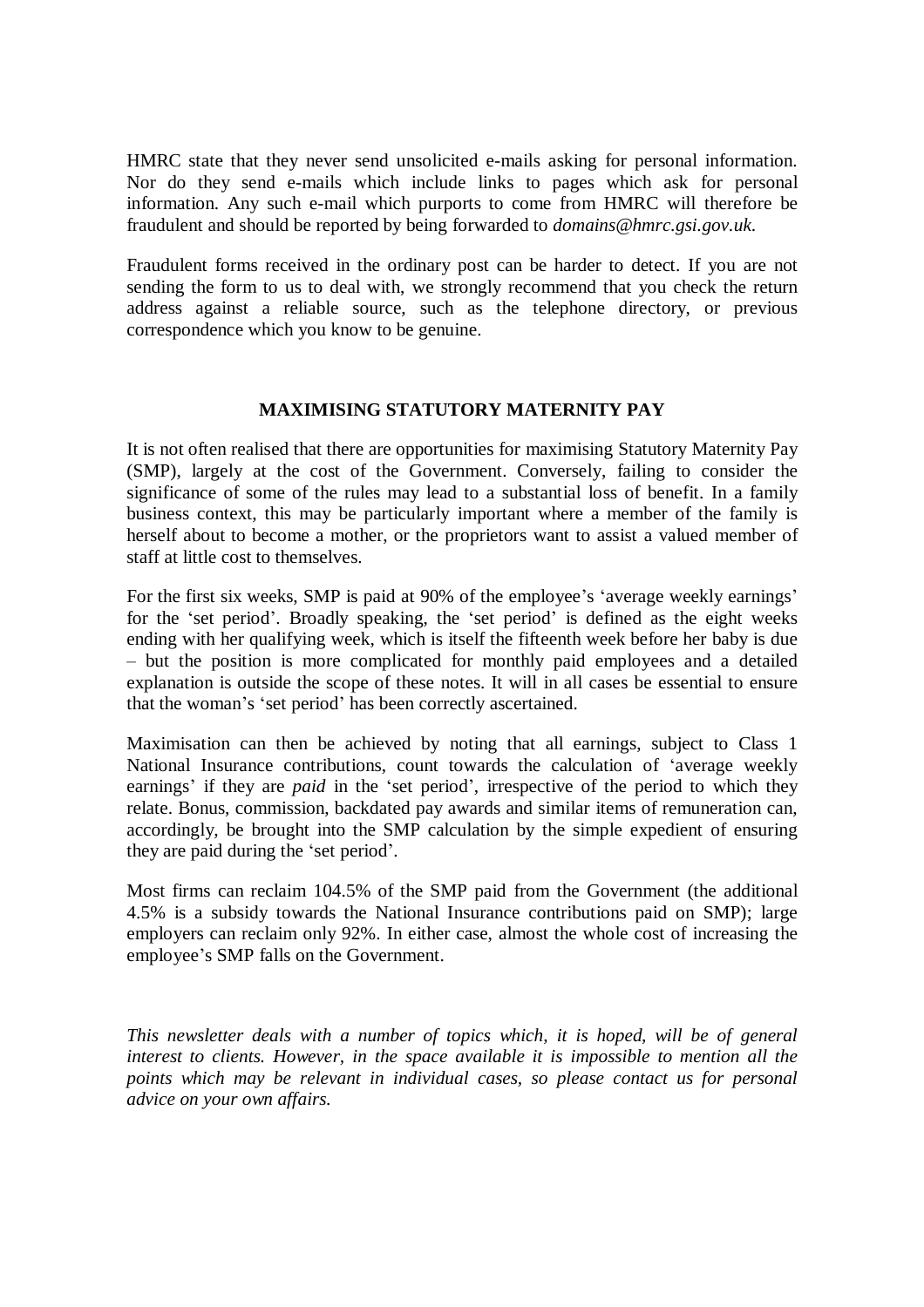HMRC state that they never send unsolicited e-mails asking for personal information. Nor do they send e-mails which include links to pages which ask for personal information. Any such e-mail which purports to come from HMRC will therefore be fraudulent and should be reported by being forwarded to *domains@hmrc.gsi.gov.uk*.

Fraudulent forms received in the ordinary post can be harder to detect. If you are not sending the form to us to deal with, we strongly recommend that you check the return address against a reliable source, such as the telephone directory, or previous correspondence which you know to be genuine.

## MAXIMISING STATUTORY MATERNITY PAY

It is not often realised that there are opportunities for maximising Statutory Maternity Pay (SMP), largely at the cost of the Government. Conversely, failing to consider the significance of some of the rules may lead to a substantial loss of benefit. In a family business context, this may be particularly important where a member of the family is herself about to become a mother, or the proprietors want to assist a valued member of staff at little cost to themselves.

For the first six weeks, SMP is paid at 90% of the employee's 'average weekly earnings' for the 'set period'. Broadly speaking, the 'set period' is defined as the eight weeks ending with her qualifying week, which is itself the fifteenth week before her baby is due – but the position is more complicated for monthly paid employees and a detailed explanation is outside the scope of these notes. It will in all cases be essential to ensure that the woman's 'set period' has been correctly ascertained.

Maximisation can then be achieved by noting that all earnings, subject to Class 1 National Insurance contributions, count towards the calculation of 'average weekly earnings' if they are *paid* in the 'set period', irrespective of the period to which they relate. Bonus, commission, backdated pay awards and similar items of remuneration can, accordingly, be brought into the SMP calculation by the simple expedient of ensuring they are paid during the 'set period'.

Most firms can reclaim 104.5% of the SMP paid from the Government (the additional 4.5% is a subsidy towards the National Insurance contributions paid on SMP); large employers can reclaim only 92%. In either case, almost the whole cost of increasing the employee's SMP falls on the Government.

*This newsletter deals with a number of topics which, it is hoped, will be of general interest to clients. However, in the space available it is impossible to mention all the points which may be relevant in individual cases, so please contact us for personal advice on your own affairs.*